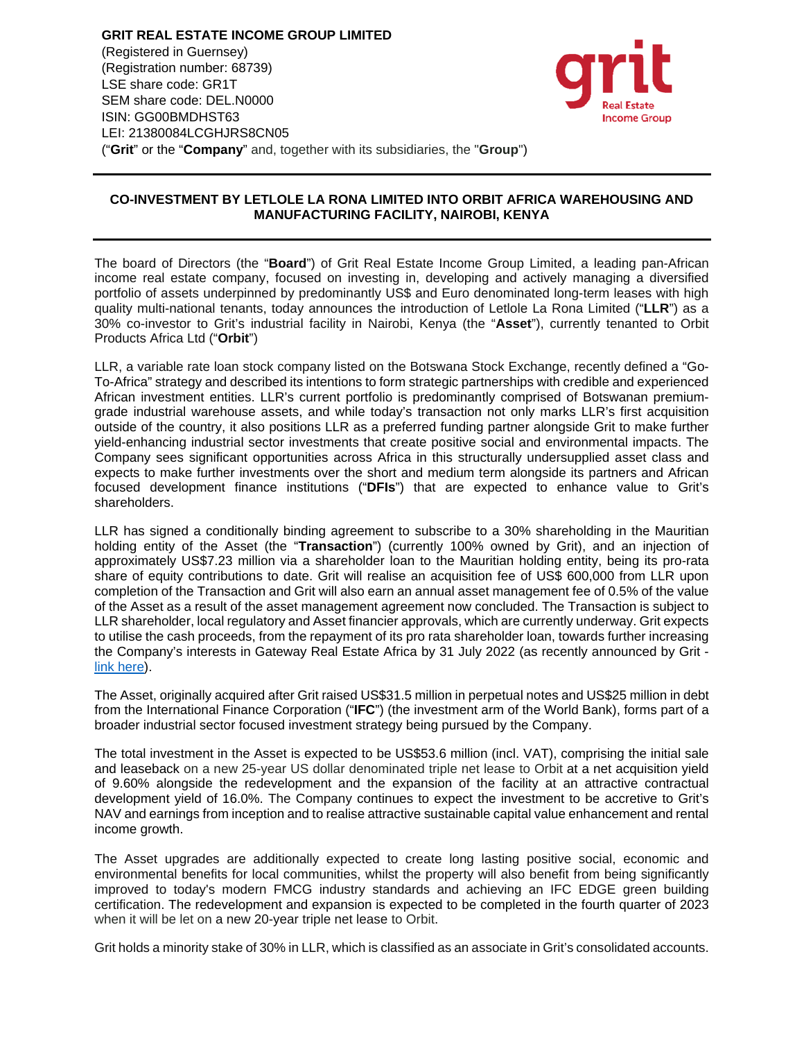**GRIT REAL ESTATE INCOME GROUP LIMITED**
(Registered in Guernsey)
(Registration number: 68739)
LSE share code: GR1T
SEM share code: DEL.N0000
ISIN: GG00BMDHST63
LEI: 21380084LCGHJRS8CN05
("**Grit**" or the "**Company**" and, together with its subsidiaries, the "**Group**")

## CO-INVESTMENT BY LETLOLE LA RONA LIMITED INTO ORBIT AFRICA WAREHOUSING AND MANUFACTURING FACILITY, NAIROBI, KENYA

The board of Directors (the "**Board**") of Grit Real Estate Income Group Limited, a leading pan-African income real estate company, focused on investing in, developing and actively managing a diversified portfolio of assets underpinned by predominantly US$ and Euro denominated long-term leases with high quality multi-national tenants, today announces the introduction of Letlole La Rona Limited ("**LLR**") as a 30% co-investor to Grit's industrial facility in Nairobi, Kenya (the "**Asset**"), currently tenanted to Orbit Products Africa Ltd ("**Orbit**")

LLR, a variable rate loan stock company listed on the Botswana Stock Exchange, recently defined a "Go-To-Africa" strategy and described its intentions to form strategic partnerships with credible and experienced African investment entities. LLR's current portfolio is predominantly comprised of Botswanan premium-grade industrial warehouse assets, and while today's transaction not only marks LLR's first acquisition outside of the country, it also positions LLR as a preferred funding partner alongside Grit to make further yield-enhancing industrial sector investments that create positive social and environmental impacts. The Company sees significant opportunities across Africa in this structurally undersupplied asset class and expects to make further investments over the short and medium term alongside its partners and African focused development finance institutions ("**DFIs**") that are expected to enhance value to Grit's shareholders.

LLR has signed a conditionally binding agreement to subscribe to a 30% shareholding in the Mauritian holding entity of the Asset (the "**Transaction**") (currently 100% owned by Grit), and an injection of approximately US$7.23 million via a shareholder loan to the Mauritian holding entity, being its pro-rata share of equity contributions to date. Grit will realise an acquisition fee of US$ 600,000 from LLR upon completion of the Transaction and Grit will also earn an annual asset management fee of 0.5% of the value of the Asset as a result of the asset management agreement now concluded. The Transaction is subject to LLR shareholder, local regulatory and Asset financier approvals, which are currently underway. Grit expects to utilise the cash proceeds, from the repayment of its pro rata shareholder loan, towards further increasing the Company's interests in Gateway Real Estate Africa by 31 July 2022 (as recently announced by Grit - link here).

The Asset, originally acquired after Grit raised US$31.5 million in perpetual notes and US$25 million in debt from the International Finance Corporation ("**IFC**") (the investment arm of the World Bank), forms part of a broader industrial sector focused investment strategy being pursued by the Company.

The total investment in the Asset is expected to be US$53.6 million (incl. VAT), comprising the initial sale and leaseback on a new 25-year US dollar denominated triple net lease to Orbit at a net acquisition yield of 9.60% alongside the redevelopment and the expansion of the facility at an attractive contractual development yield of 16.0%. The Company continues to expect the investment to be accretive to Grit's NAV and earnings from inception and to realise attractive sustainable capital value enhancement and rental income growth.

The Asset upgrades are additionally expected to create long lasting positive social, economic and environmental benefits for local communities, whilst the property will also benefit from being significantly improved to today's modern FMCG industry standards and achieving an IFC EDGE green building certification. The redevelopment and expansion is expected to be completed in the fourth quarter of 2023 when it will be let on a new 20-year triple net lease to Orbit.

Grit holds a minority stake of 30% in LLR, which is classified as an associate in Grit's consolidated accounts.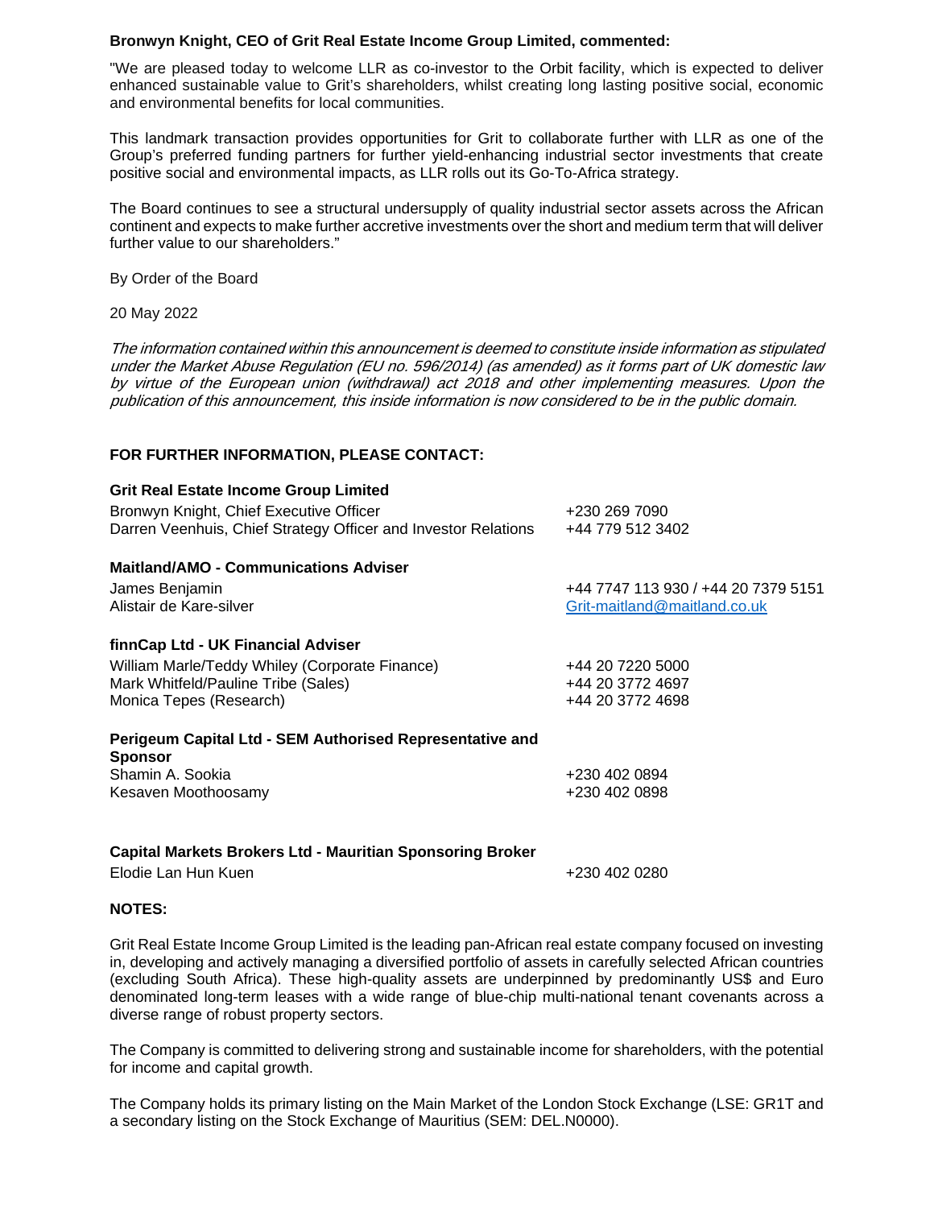**Bronwyn Knight, CEO of Grit Real Estate Income Group Limited, commented:**

"We are pleased today to welcome LLR as co-investor to the Orbit facility, which is expected to deliver enhanced sustainable value to Grit's shareholders, whilst creating long lasting positive social, economic and environmental benefits for local communities.

This landmark transaction provides opportunities for Grit to collaborate further with LLR as one of the Group's preferred funding partners for further yield-enhancing industrial sector investments that create positive social and environmental impacts, as LLR rolls out its Go-To-Africa strategy.

The Board continues to see a structural undersupply of quality industrial sector assets across the African continent and expects to make further accretive investments over the short and medium term that will deliver further value to our shareholders."

By Order of the Board

20 May 2022

*The information contained within this announcement is deemed to constitute inside information as stipulated under the Market Abuse Regulation (EU no. 596/2014) (as amended) as it forms part of UK domestic law by virtue of the European union (withdrawal) act 2018 and other implementing measures. Upon the publication of this announcement, this inside information is now considered to be in the public domain.*

**FOR FURTHER INFORMATION, PLEASE CONTACT:**

**Grit Real Estate Income Group Limited**

| | |
|---|---|
| Bronwyn Knight, Chief Executive Officer | +230 269 7090 |
| Darren Veenhuis, Chief Strategy Officer and Investor Relations | +44 779 512 3402 |

**Maitland/AMO - Communications Adviser**

| | |
|---|---|
| James Benjamin | +44 7747 113 930 / +44 20 7379 5151 |
| Alistair de Kare-silver | Grit-maitland@maitland.co.uk |

**finnCap Ltd - UK Financial Adviser**

| | |
|---|---|
| William Marle/Teddy Whiley (Corporate Finance) | +44 20 7220 5000 |
| Mark Whitfeld/Pauline Tribe (Sales) | +44 20 3772 4697 |
| Monica Tepes (Research) | +44 20 3772 4698 |

**Perigeum Capital Ltd - SEM Authorised Representative and Sponsor**

| | |
|---|---|
| Shamin A. Sookia | +230 402 0894 |
| Kesaven Moothoosamy | +230 402 0898 |

**Capital Markets Brokers Ltd - Mauritian Sponsoring Broker**

| | |
|---|---|
| Elodie Lan Hun Kuen | +230 402 0280 |

**NOTES:**

Grit Real Estate Income Group Limited is the leading pan-African real estate company focused on investing in, developing and actively managing a diversified portfolio of assets in carefully selected African countries (excluding South Africa). These high-quality assets are underpinned by predominantly US$ and Euro denominated long-term leases with a wide range of blue-chip multi-national tenant covenants across a diverse range of robust property sectors.

The Company is committed to delivering strong and sustainable income for shareholders, with the potential for income and capital growth.

The Company holds its primary listing on the Main Market of the London Stock Exchange (LSE: GR1T and a secondary listing on the Stock Exchange of Mauritius (SEM: DEL.N0000).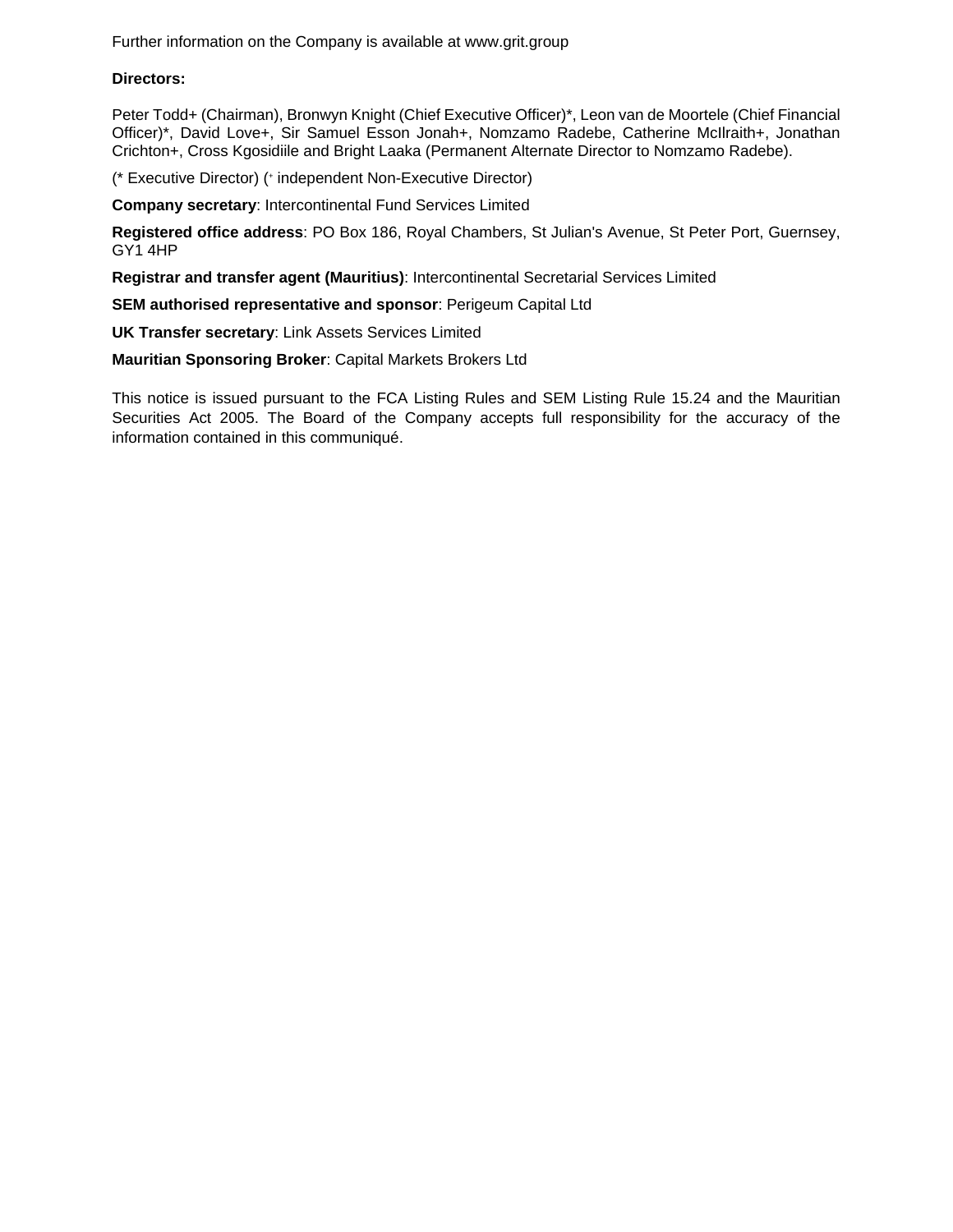Further information on the Company is available at www.grit.group

**Directors:**

Peter Todd+ (Chairman), Bronwyn Knight (Chief Executive Officer)*, Leon van de Moortele (Chief Financial Officer)*, David Love+, Sir Samuel Esson Jonah+, Nomzamo Radebe, Catherine McIlraith+, Jonathan Crichton+, Cross Kgosidiile and Bright Laaka (Permanent Alternate Director to Nomzamo Radebe).

(* Executive Director) (+ independent Non-Executive Director)

**Company secretary**: Intercontinental Fund Services Limited

**Registered office address**: PO Box 186, Royal Chambers, St Julian's Avenue, St Peter Port, Guernsey, GY1 4HP

**Registrar and transfer agent (Mauritius)**: Intercontinental Secretarial Services Limited

**SEM authorised representative and sponsor**: Perigeum Capital Ltd

**UK Transfer secretary**: Link Assets Services Limited

**Mauritian Sponsoring Broker**: Capital Markets Brokers Ltd

This notice is issued pursuant to the FCA Listing Rules and SEM Listing Rule 15.24 and the Mauritian Securities Act 2005. The Board of the Company accepts full responsibility for the accuracy of the information contained in this communiqué.